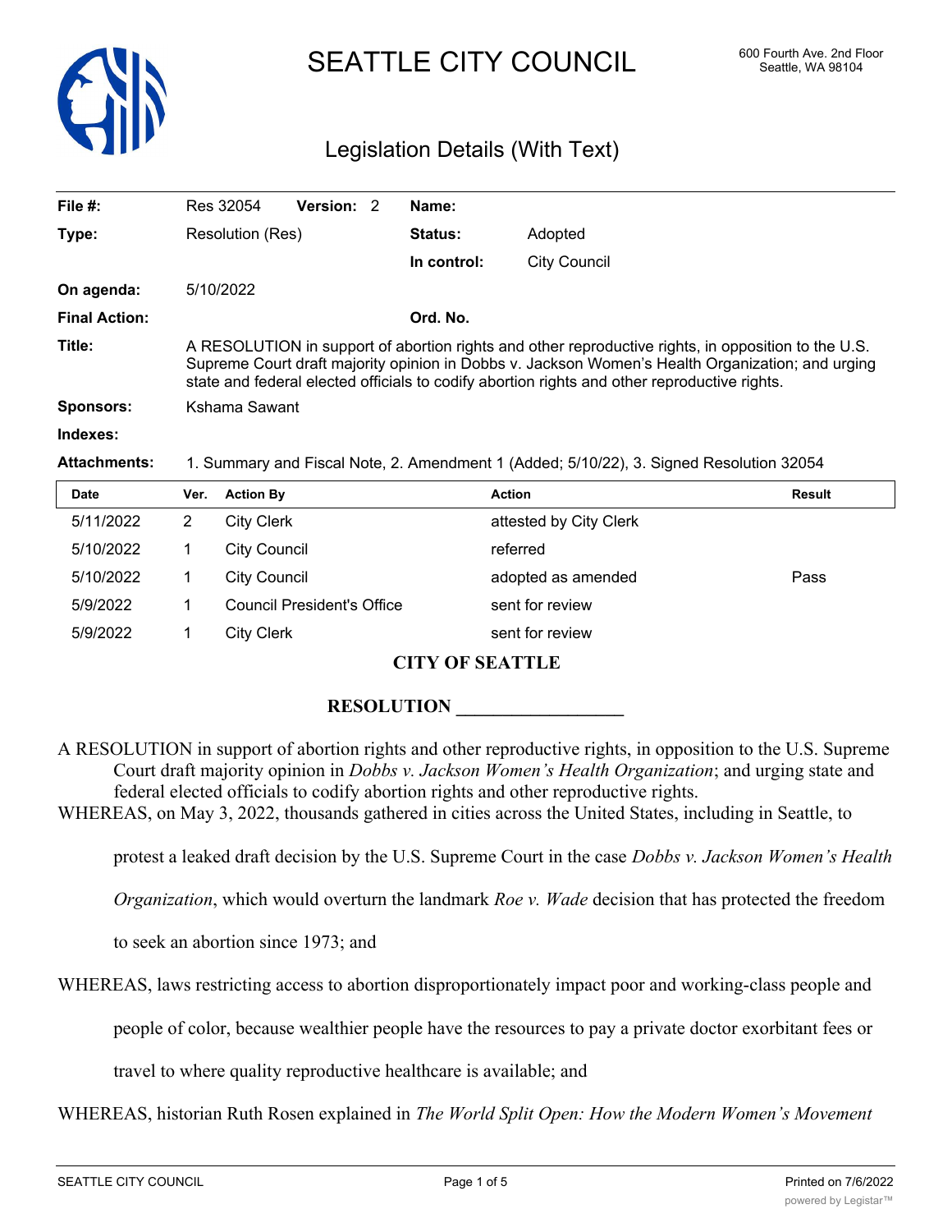# SEATTLE CITY COUNCIL

600 Fourth Ave. 2nd Floor
Seattle, WA 98104

## Legislation Details (With Text)

| | | | |
|---|---|---|---|
| **File #:** | Res 32054 **Version:** 2 | **Name:** | |
| **Type:** | Resolution (Res) | **Status:** | Adopted |
| | | **In control:** | City Council |
| **On agenda:** | 5/10/2022 | | |
| **Final Action:** | | **Ord. No.** | |

**Title:** A RESOLUTION in support of abortion rights and other reproductive rights, in opposition to the U.S. Supreme Court draft majority opinion in Dobbs v. Jackson Women's Health Organization; and urging state and federal elected officials to codify abortion rights and other reproductive rights.

**Sponsors:** Kshama Sawant

**Indexes:**

**Attachments:** 1. Summary and Fiscal Note, 2. Amendment 1 (Added; 5/10/22), 3. Signed Resolution 32054

| Date | Ver. | Action By | Action | Result |
|---|---|---|---|---|
| 5/11/2022 | 2 | City Clerk | attested by City Clerk | |
| 5/10/2022 | 1 | City Council | referred | |
| 5/10/2022 | 1 | City Council | adopted as amended | Pass |
| 5/9/2022 | 1 | Council President's Office | sent for review | |
| 5/9/2022 | 1 | City Clerk | sent for review | |

**CITY OF SEATTLE**

**RESOLUTION __________________**

A RESOLUTION in support of abortion rights and other reproductive rights, in opposition to the U.S. Supreme Court draft majority opinion in *Dobbs v. Jackson Women's Health Organization*; and urging state and federal elected officials to codify abortion rights and other reproductive rights.

WHEREAS, on May 3, 2022, thousands gathered in cities across the United States, including in Seattle, to protest a leaked draft decision by the U.S. Supreme Court in the case *Dobbs v. Jackson Women's Health Organization*, which would overturn the landmark *Roe v. Wade* decision that has protected the freedom to seek an abortion since 1973; and

WHEREAS, laws restricting access to abortion disproportionately impact poor and working-class people and people of color, because wealthier people have the resources to pay a private doctor exorbitant fees or travel to where quality reproductive healthcare is available; and

WHEREAS, historian Ruth Rosen explained in *The World Split Open: How the Modern Women's Movement*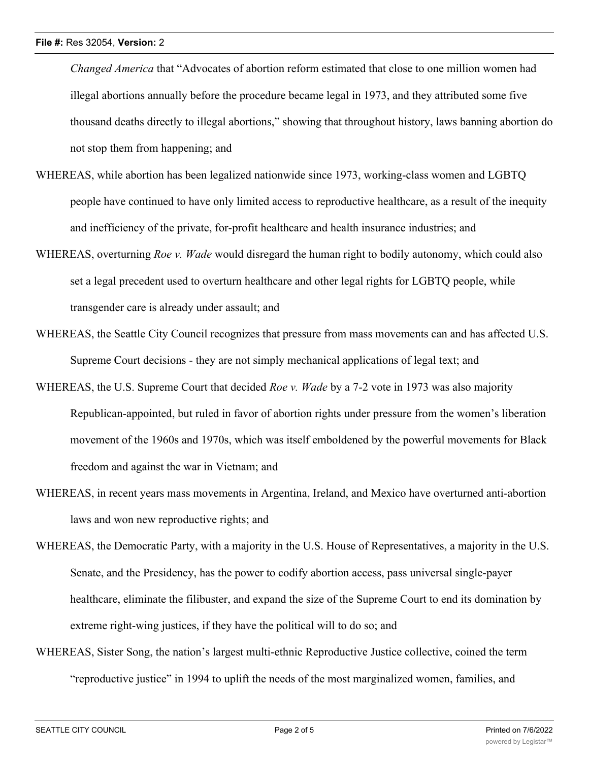*Changed America* that "Advocates of abortion reform estimated that close to one million women had illegal abortions annually before the procedure became legal in 1973, and they attributed some five thousand deaths directly to illegal abortions," showing that throughout history, laws banning abortion do not stop them from happening; and

WHEREAS, while abortion has been legalized nationwide since 1973, working-class women and LGBTQ people have continued to have only limited access to reproductive healthcare, as a result of the inequity and inefficiency of the private, for-profit healthcare and health insurance industries; and

WHEREAS, overturning *Roe v. Wade* would disregard the human right to bodily autonomy, which could also set a legal precedent used to overturn healthcare and other legal rights for LGBTQ people, while transgender care is already under assault; and

WHEREAS, the Seattle City Council recognizes that pressure from mass movements can and has affected U.S. Supreme Court decisions - they are not simply mechanical applications of legal text; and

WHEREAS, the U.S. Supreme Court that decided *Roe v. Wade* by a 7-2 vote in 1973 was also majority Republican-appointed, but ruled in favor of abortion rights under pressure from the women's liberation movement of the 1960s and 1970s, which was itself emboldened by the powerful movements for Black freedom and against the war in Vietnam; and

WHEREAS, in recent years mass movements in Argentina, Ireland, and Mexico have overturned anti-abortion laws and won new reproductive rights; and

WHEREAS, the Democratic Party, with a majority in the U.S. House of Representatives, a majority in the U.S. Senate, and the Presidency, has the power to codify abortion access, pass universal single-payer healthcare, eliminate the filibuster, and expand the size of the Supreme Court to end its domination by extreme right-wing justices, if they have the political will to do so; and

WHEREAS, Sister Song, the nation's largest multi-ethnic Reproductive Justice collective, coined the term "reproductive justice" in 1994 to uplift the needs of the most marginalized women, families, and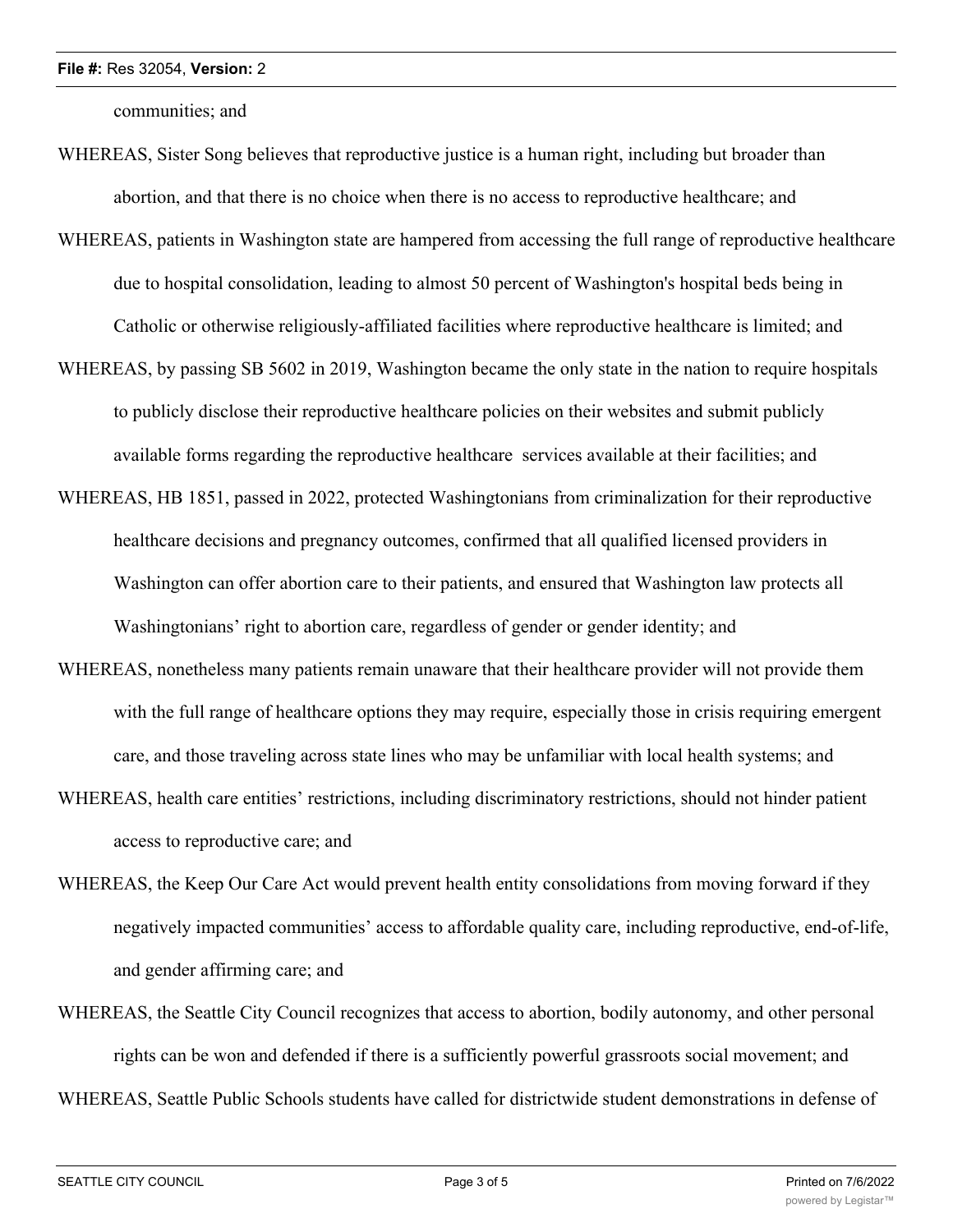communities; and

WHEREAS, Sister Song believes that reproductive justice is a human right, including but broader than abortion, and that there is no choice when there is no access to reproductive healthcare; and

WHEREAS, patients in Washington state are hampered from accessing the full range of reproductive healthcare due to hospital consolidation, leading to almost 50 percent of Washington's hospital beds being in Catholic or otherwise religiously-affiliated facilities where reproductive healthcare is limited; and

WHEREAS, by passing SB 5602 in 2019, Washington became the only state in the nation to require hospitals to publicly disclose their reproductive healthcare policies on their websites and submit publicly available forms regarding the reproductive healthcare services available at their facilities; and

WHEREAS, HB 1851, passed in 2022, protected Washingtonians from criminalization for their reproductive healthcare decisions and pregnancy outcomes, confirmed that all qualified licensed providers in Washington can offer abortion care to their patients, and ensured that Washington law protects all Washingtonians' right to abortion care, regardless of gender or gender identity; and

WHEREAS, nonetheless many patients remain unaware that their healthcare provider will not provide them with the full range of healthcare options they may require, especially those in crisis requiring emergent care, and those traveling across state lines who may be unfamiliar with local health systems; and

WHEREAS, health care entities' restrictions, including discriminatory restrictions, should not hinder patient access to reproductive care; and

WHEREAS, the Keep Our Care Act would prevent health entity consolidations from moving forward if they negatively impacted communities' access to affordable quality care, including reproductive, end-of-life, and gender affirming care; and

WHEREAS, the Seattle City Council recognizes that access to abortion, bodily autonomy, and other personal rights can be won and defended if there is a sufficiently powerful grassroots social movement; and

WHEREAS, Seattle Public Schools students have called for districtwide student demonstrations in defense of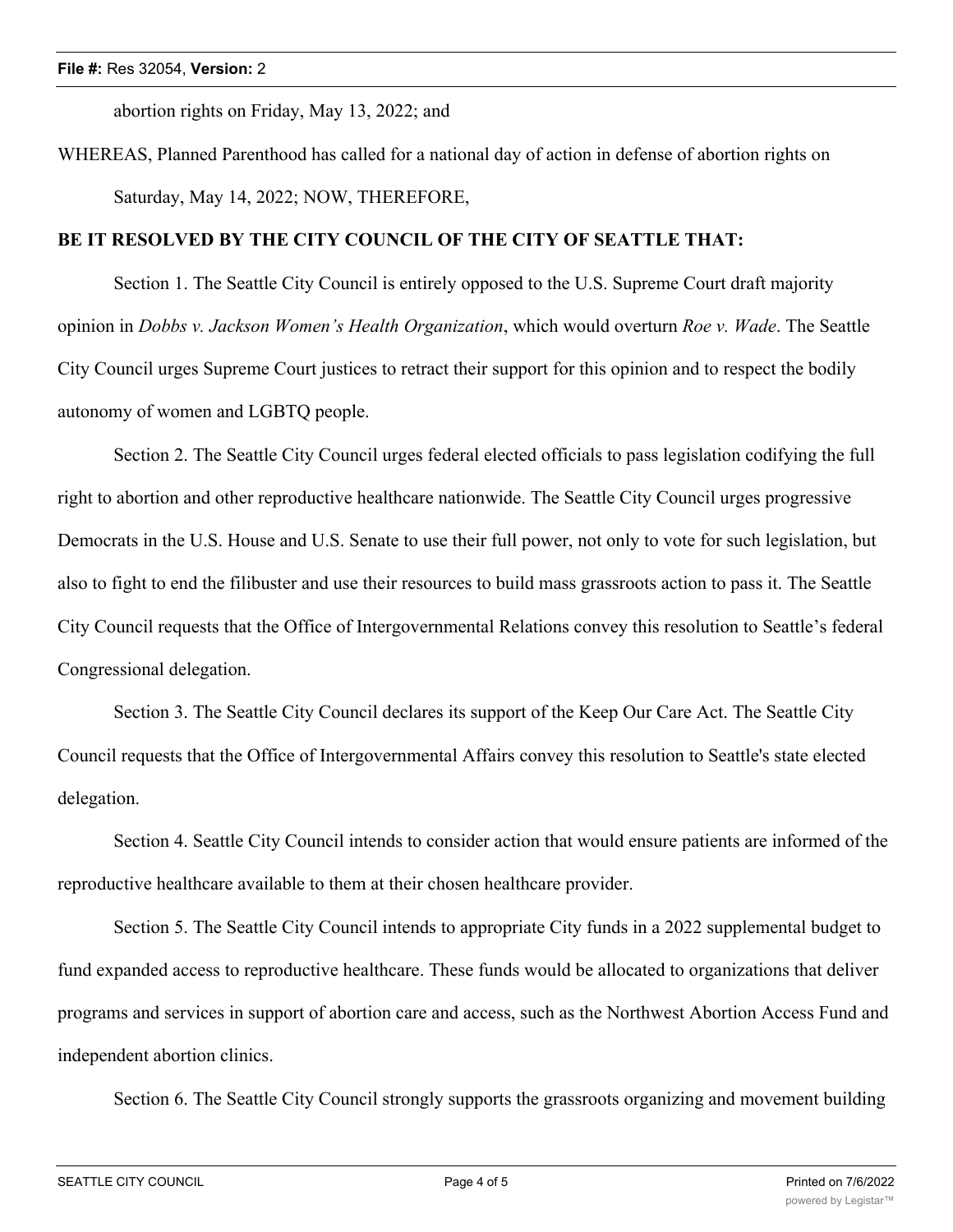abortion rights on Friday, May 13, 2022; and

WHEREAS, Planned Parenthood has called for a national day of action in defense of abortion rights on Saturday, May 14, 2022; NOW, THEREFORE,

**BE IT RESOLVED BY THE CITY COUNCIL OF THE CITY OF SEATTLE THAT:**

Section 1. The Seattle City Council is entirely opposed to the U.S. Supreme Court draft majority opinion in *Dobbs v. Jackson Women's Health Organization*, which would overturn *Roe v. Wade*. The Seattle City Council urges Supreme Court justices to retract their support for this opinion and to respect the bodily autonomy of women and LGBTQ people.

Section 2. The Seattle City Council urges federal elected officials to pass legislation codifying the full right to abortion and other reproductive healthcare nationwide. The Seattle City Council urges progressive Democrats in the U.S. House and U.S. Senate to use their full power, not only to vote for such legislation, but also to fight to end the filibuster and use their resources to build mass grassroots action to pass it. The Seattle City Council requests that the Office of Intergovernmental Relations convey this resolution to Seattle's federal Congressional delegation.

Section 3. The Seattle City Council declares its support of the Keep Our Care Act. The Seattle City Council requests that the Office of Intergovernmental Affairs convey this resolution to Seattle's state elected delegation.

Section 4. Seattle City Council intends to consider action that would ensure patients are informed of the reproductive healthcare available to them at their chosen healthcare provider.

Section 5. The Seattle City Council intends to appropriate City funds in a 2022 supplemental budget to fund expanded access to reproductive healthcare. These funds would be allocated to organizations that deliver programs and services in support of abortion care and access, such as the Northwest Abortion Access Fund and independent abortion clinics.

Section 6. The Seattle City Council strongly supports the grassroots organizing and movement building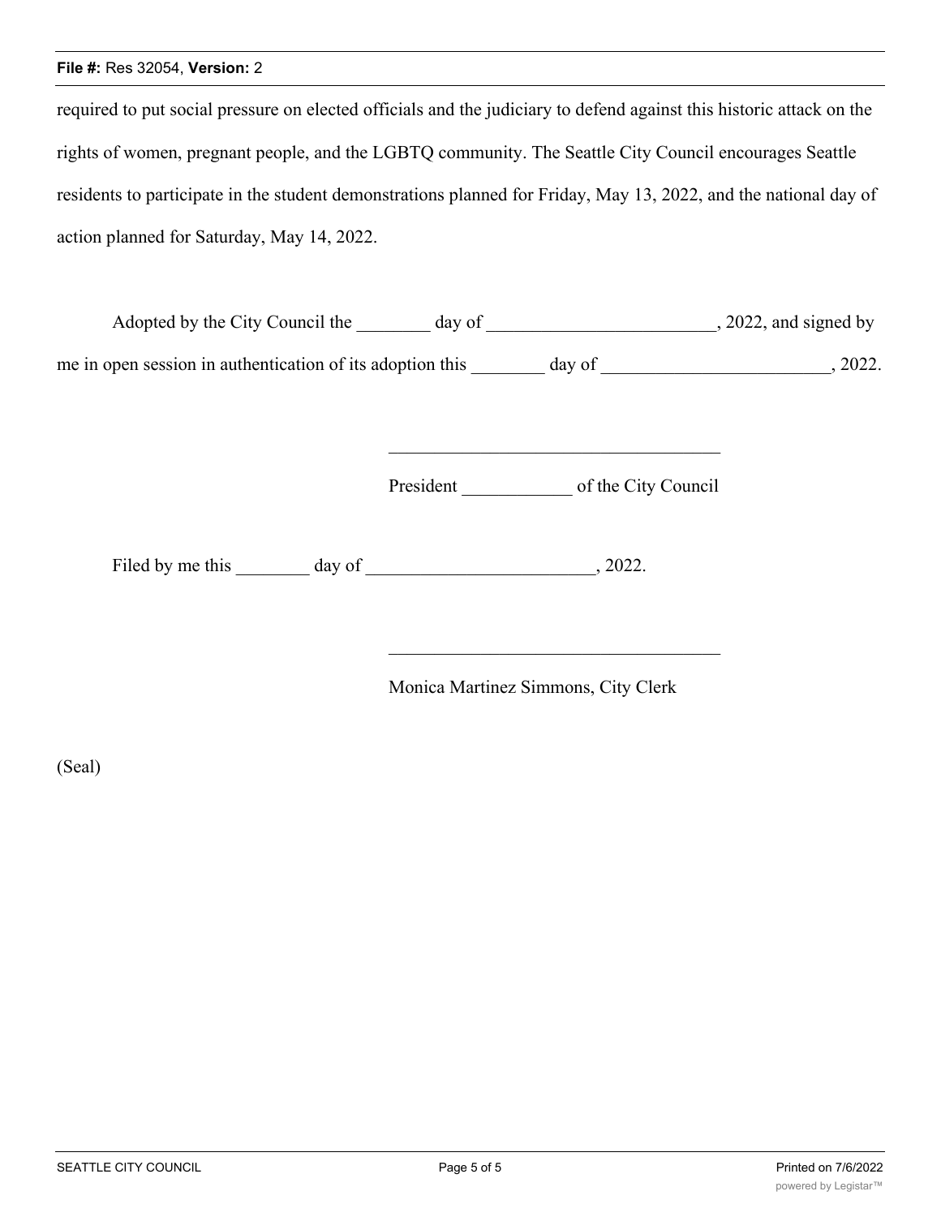required to put social pressure on elected officials and the judiciary to defend against this historic attack on the rights of women, pregnant people, and the LGBTQ community. The Seattle City Council encourages Seattle residents to participate in the student demonstrations planned for Friday, May 13, 2022, and the national day of action planned for Saturday, May 14, 2022.

Adopted by the City Council the ________ day of _________________________, 2022, and signed by me in open session in authentication of its adoption this ________ day of _________________________, 2022.

_____________________________________

President ____________ of the City Council

Filed by me this ________ day of _________________________, 2022.

_____________________________________

Monica Martinez Simmons, City Clerk

(Seal)